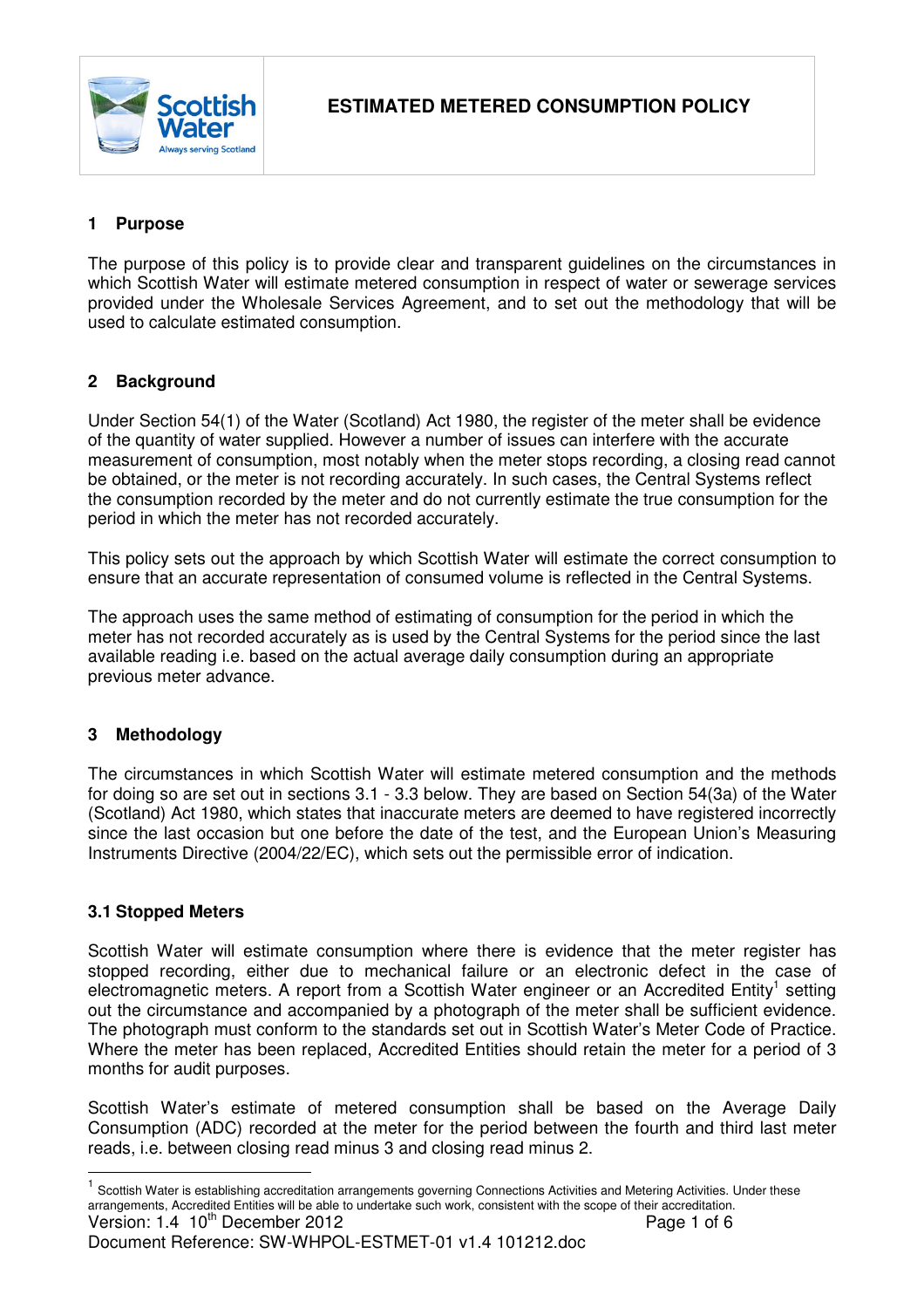# ESTIMATED METERED CONSUMPTION POLICY

## 1 Purpose

The purpose of this policy is to provide clear and transparent guidelines on the circumstances in which Scottish Water will estimate metered consumption in respect of water or sewerage services provided under the Wholesale Services Agreement, and to set out the methodology that will be used to calculate estimated consumption.

## 2 Background

Under Section 54(1) of the Water (Scotland) Act 1980, the register of the meter shall be evidence of the quantity of water supplied. However a number of issues can interfere with the accurate measurement of consumption, most notably when the meter stops recording, a closing read cannot be obtained, or the meter is not recording accurately. In such cases, the Central Systems reflect the consumption recorded by the meter and do not currently estimate the true consumption for the period in which the meter has not recorded accurately.

This policy sets out the approach by which Scottish Water will estimate the correct consumption to ensure that an accurate representation of consumed volume is reflected in the Central Systems.

The approach uses the same method of estimating of consumption for the period in which the meter has not recorded accurately as is used by the Central Systems for the period since the last available reading i.e. based on the actual average daily consumption during an appropriate previous meter advance.

## 3 Methodology

The circumstances in which Scottish Water will estimate metered consumption and the methods for doing so are set out in sections 3.1 - 3.3 below. They are based on Section 54(3a) of the Water (Scotland) Act 1980, which states that inaccurate meters are deemed to have registered incorrectly since the last occasion but one before the date of the test, and the European Union's Measuring Instruments Directive (2004/22/EC), which sets out the permissible error of indication.

### 3.1 Stopped Meters

Scottish Water will estimate consumption where there is evidence that the meter register has stopped recording, either due to mechanical failure or an electronic defect in the case of electromagnetic meters. A report from a Scottish Water engineer or an Accredited Entity[1] setting out the circumstance and accompanied by a photograph of the meter shall be sufficient evidence. The photograph must conform to the standards set out in Scottish Water's Meter Code of Practice. Where the meter has been replaced, Accredited Entities should retain the meter for a period of 3 months for audit purposes.

Scottish Water's estimate of metered consumption shall be based on the Average Daily Consumption (ADC) recorded at the meter for the period between the fourth and third last meter reads, i.e. between closing read minus 3 and closing read minus 2.

[1] Scottish Water is establishing accreditation arrangements governing Connections Activities and Metering Activities. Under these arrangements, Accredited Entities will be able to undertake such work, consistent with the scope of their accreditation.

Version: 1.4 10th December 2012

Document Reference: SW-WHPOL-ESTMET-01 v1.4 101212.doc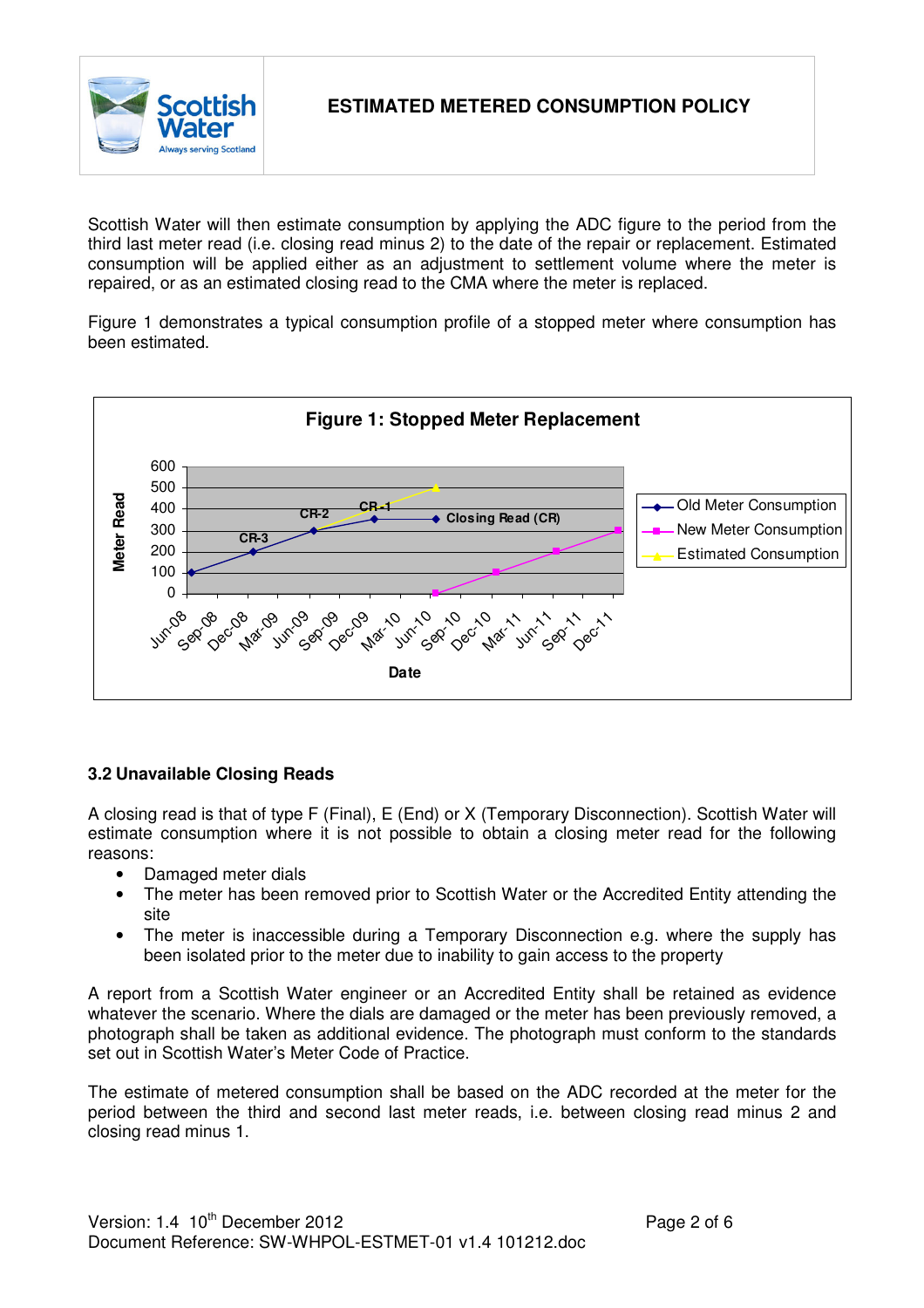Scottish Water will then estimate consumption by applying the ADC figure to the period from the third last meter read (i.e. closing read minus 2) to the date of the repair or replacement. Estimated consumption will be applied either as an adjustment to settlement volume where the meter is repaired, or as an estimated closing read to the CMA where the meter is replaced.

Figure 1 demonstrates a typical consumption profile of a stopped meter where consumption has been estimated.

**Figure 1: Stopped Meter Replacement**

### 3.2 Unavailable Closing Reads

A closing read is that of type F (Final), E (End) or X (Temporary Disconnection). Scottish Water will estimate consumption where it is not possible to obtain a closing meter read for the following reasons:

- Damaged meter dials
- The meter has been removed prior to Scottish Water or the Accredited Entity attending the site
- The meter is inaccessible during a Temporary Disconnection e.g. where the supply has been isolated prior to the meter due to inability to gain access to the property

A report from a Scottish Water engineer or an Accredited Entity shall be retained as evidence whatever the scenario. Where the dials are damaged or the meter has been previously removed, a photograph shall be taken as additional evidence. The photograph must conform to the standards set out in Scottish Water's Meter Code of Practice.

The estimate of metered consumption shall be based on the ADC recorded at the meter for the period between the third and second last meter reads, i.e. between closing read minus 2 and closing read minus 1.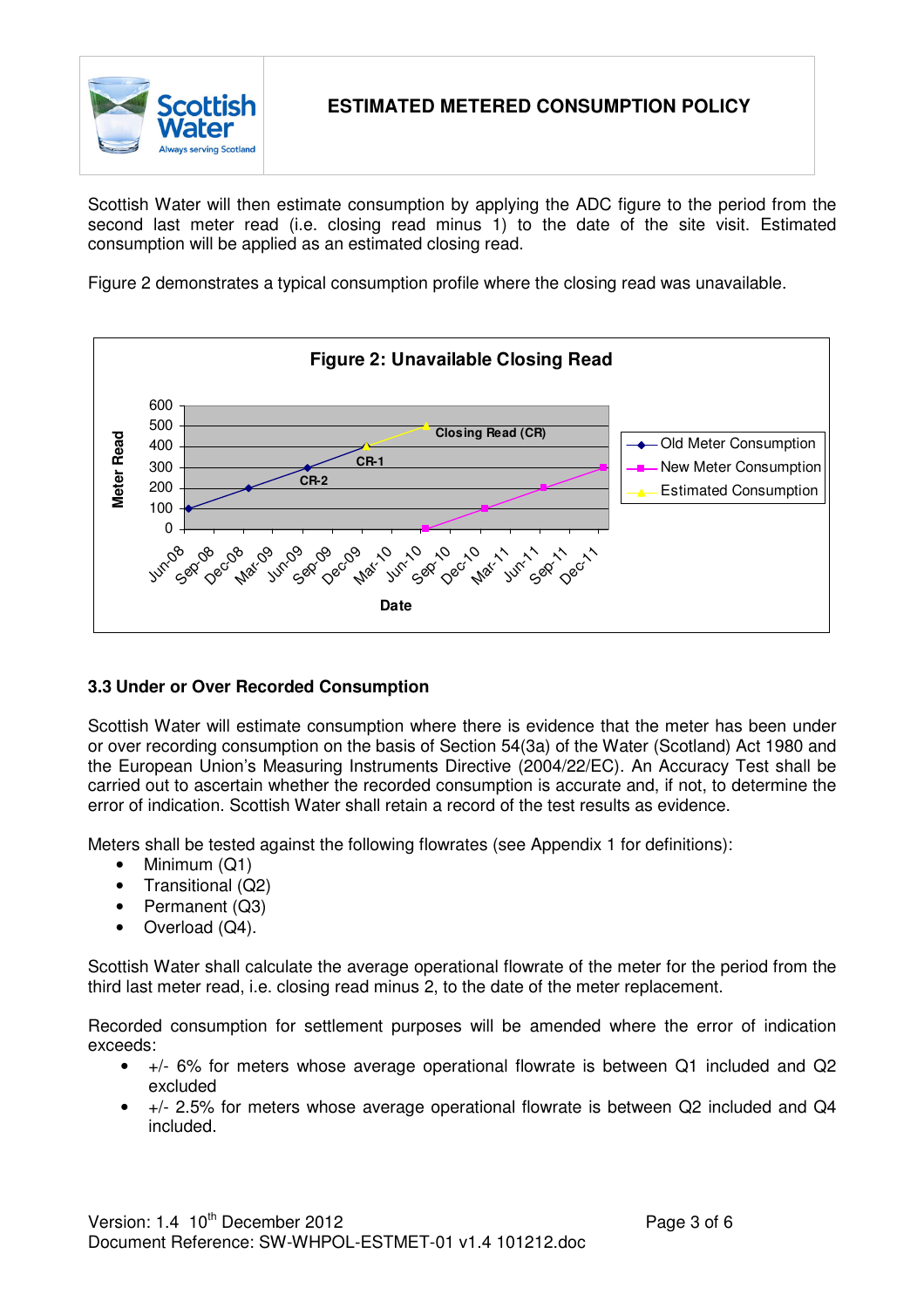Scottish Water will then estimate consumption by applying the ADC figure to the period from the second last meter read (i.e. closing read minus 1) to the date of the site visit. Estimated consumption will be applied as an estimated closing read.

Figure 2 demonstrates a typical consumption profile where the closing read was unavailable.

**Figure 2: Unavailable Closing Read**

### 3.3 Under or Over Recorded Consumption

Scottish Water will estimate consumption where there is evidence that the meter has been under or over recording consumption on the basis of Section 54(3a) of the Water (Scotland) Act 1980 and the European Union's Measuring Instruments Directive (2004/22/EC). An Accuracy Test shall be carried out to ascertain whether the recorded consumption is accurate and, if not, to determine the error of indication. Scottish Water shall retain a record of the test results as evidence.

Meters shall be tested against the following flowrates (see Appendix 1 for definitions):

- Minimum (Q1)
- Transitional (Q2)
- Permanent (Q3)
- Overload (Q4).

Scottish Water shall calculate the average operational flowrate of the meter for the period from the third last meter read, i.e. closing read minus 2, to the date of the meter replacement.

Recorded consumption for settlement purposes will be amended where the error of indication exceeds:

- +/- 6% for meters whose average operational flowrate is between Q1 included and Q2 excluded
- +/- 2.5% for meters whose average operational flowrate is between Q2 included and Q4 included.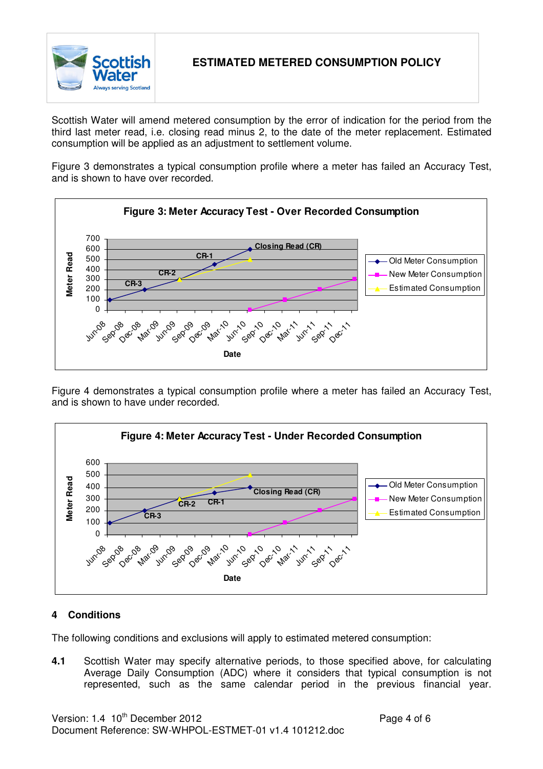Scottish Water will amend metered consumption by the error of indication for the period from the third last meter read, i.e. closing read minus 2, to the date of the meter replacement. Estimated consumption will be applied as an adjustment to settlement volume.

Figure 3 demonstrates a typical consumption profile where a meter has failed an Accuracy Test, and is shown to have over recorded.

**Figure 3: Meter Accuracy Test - Over Recorded Consumption**

Figure 4 demonstrates a typical consumption profile where a meter has failed an Accuracy Test, and is shown to have under recorded.

**Figure 4: Meter Accuracy Test - Under Recorded Consumption**

## 4 Conditions

The following conditions and exclusions will apply to estimated metered consumption:

**4.1** Scottish Water may specify alternative periods, to those specified above, for calculating Average Daily Consumption (ADC) where it considers that typical consumption is not represented, such as the same calendar period in the previous financial year.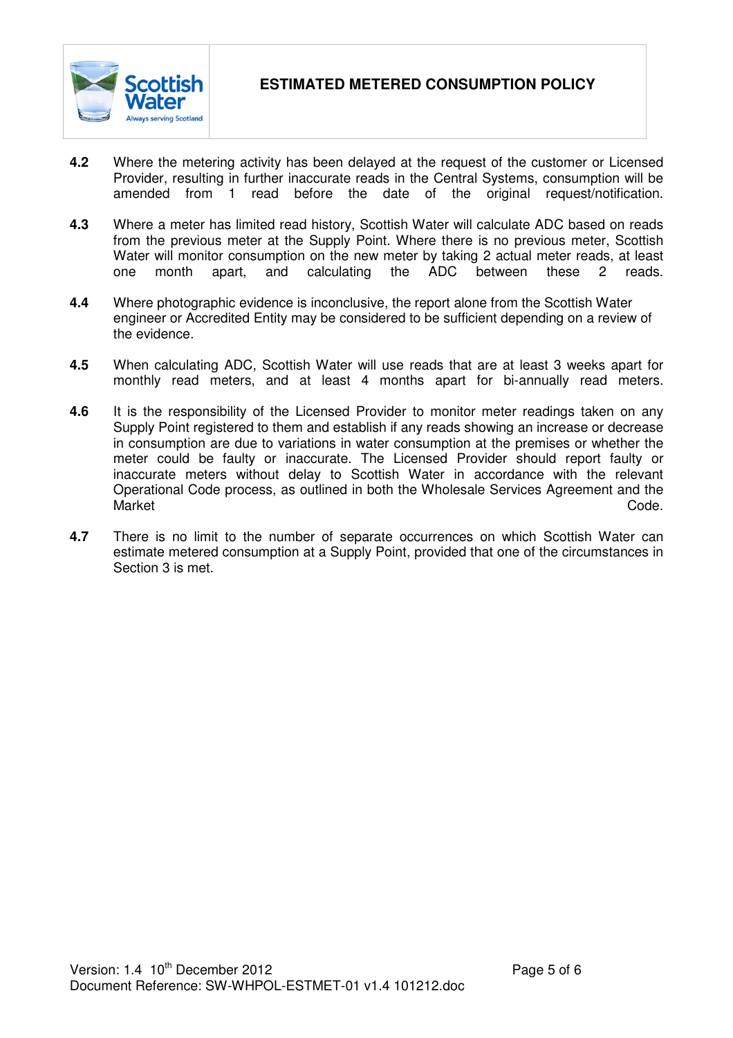**4.2** Where the metering activity has been delayed at the request of the customer or Licensed Provider, resulting in further inaccurate reads in the Central Systems, consumption will be amended from 1 read before the date of the original request/notification.

**4.3** Where a meter has limited read history, Scottish Water will calculate ADC based on reads from the previous meter at the Supply Point. Where there is no previous meter, Scottish Water will monitor consumption on the new meter by taking 2 actual meter reads, at least one month apart, and calculating the ADC between these 2 reads.

**4.4** Where photographic evidence is inconclusive, the report alone from the Scottish Water engineer or Accredited Entity may be considered to be sufficient depending on a review of the evidence.

**4.5** When calculating ADC, Scottish Water will use reads that are at least 3 weeks apart for monthly read meters, and at least 4 months apart for bi-annually read meters.

**4.6** It is the responsibility of the Licensed Provider to monitor meter readings taken on any Supply Point registered to them and establish if any reads showing an increase or decrease in consumption are due to variations in water consumption at the premises or whether the meter could be faulty or inaccurate. The Licensed Provider should report faulty or inaccurate meters without delay to Scottish Water in accordance with the relevant Operational Code process, as outlined in both the Wholesale Services Agreement and the Market Code.

**4.7** There is no limit to the number of separate occurrences on which Scottish Water can estimate metered consumption at a Supply Point, provided that one of the circumstances in Section 3 is met.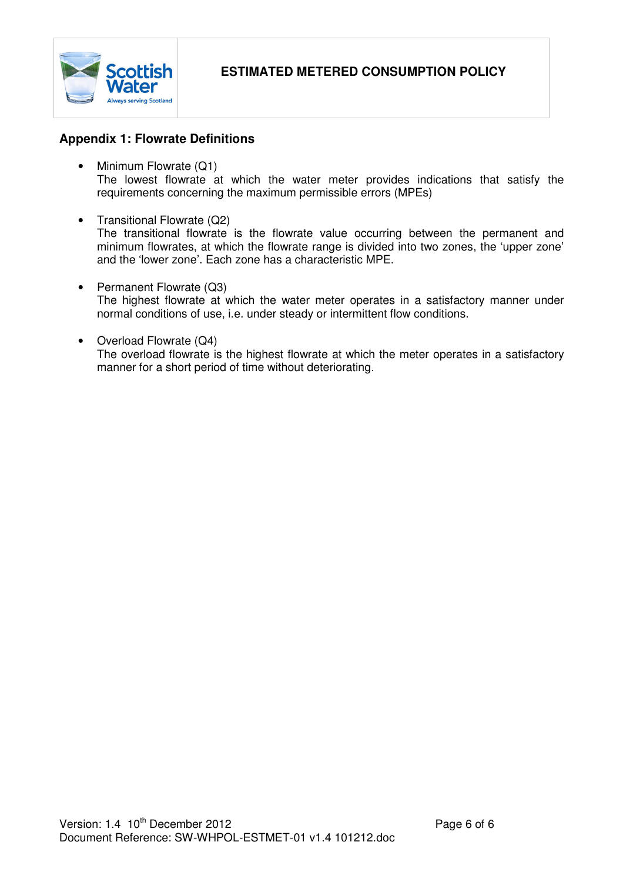## Appendix 1: Flowrate Definitions

- Minimum Flowrate (Q1)
  The lowest flowrate at which the water meter provides indications that satisfy the requirements concerning the maximum permissible errors (MPEs)

- Transitional Flowrate (Q2)
  The transitional flowrate is the flowrate value occurring between the permanent and minimum flowrates, at which the flowrate range is divided into two zones, the 'upper zone' and the 'lower zone'. Each zone has a characteristic MPE.

- Permanent Flowrate (Q3)
  The highest flowrate at which the water meter operates in a satisfactory manner under normal conditions of use, i.e. under steady or intermittent flow conditions.

- Overload Flowrate (Q4)
  The overload flowrate is the highest flowrate at which the meter operates in a satisfactory manner for a short period of time without deteriorating.